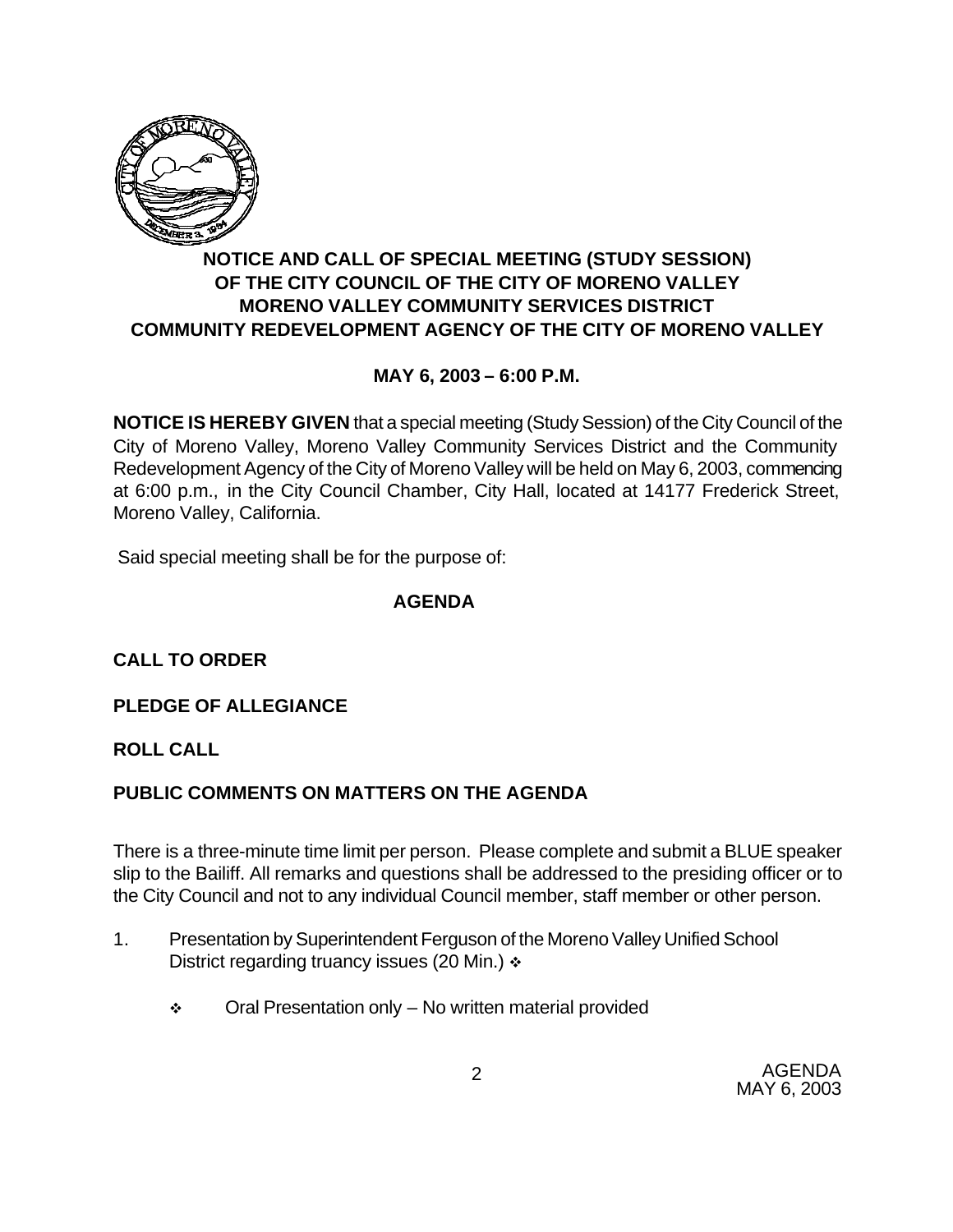# NOTICE AND CALL OF SPECIAL MEETING (STUDY SESSION) OF THE CITY COUNCIL OF THE CITY OF MORENO VALLEY MORENO VALLEY COMMUNITY SERVICES DISTRICT COMMUNITY REDEVELOPMENT AGENCY OF THE CITY OF MORENO VALLEY

**MAY 6, 2003 – 6:00 P.M.**

**NOTICE IS HEREBY GIVEN** that a special meeting (Study Session) of the City Council of the City of Moreno Valley, Moreno Valley Community Services District and the Community Redevelopment Agency of the City of Moreno Valley will be held on May 6, 2003, commencing at 6:00 p.m., in the City Council Chamber, City Hall, located at 14177 Frederick Street, Moreno Valley, California.

Said special meeting shall be for the purpose of:

## AGENDA

**CALL TO ORDER**

**PLEDGE OF ALLEGIANCE**

**ROLL CALL**

**PUBLIC COMMENTS ON MATTERS ON THE AGENDA**

There is a three-minute time limit per person. Please complete and submit a BLUE speaker slip to the Bailiff. All remarks and questions shall be addressed to the presiding officer or to the City Council and not to any individual Council member, staff member or other person.

1. Presentation by Superintendent Ferguson of the Moreno Valley Unified School District regarding truancy issues (20 Min.) ❖

   ❖ Oral Presentation only – No written material provided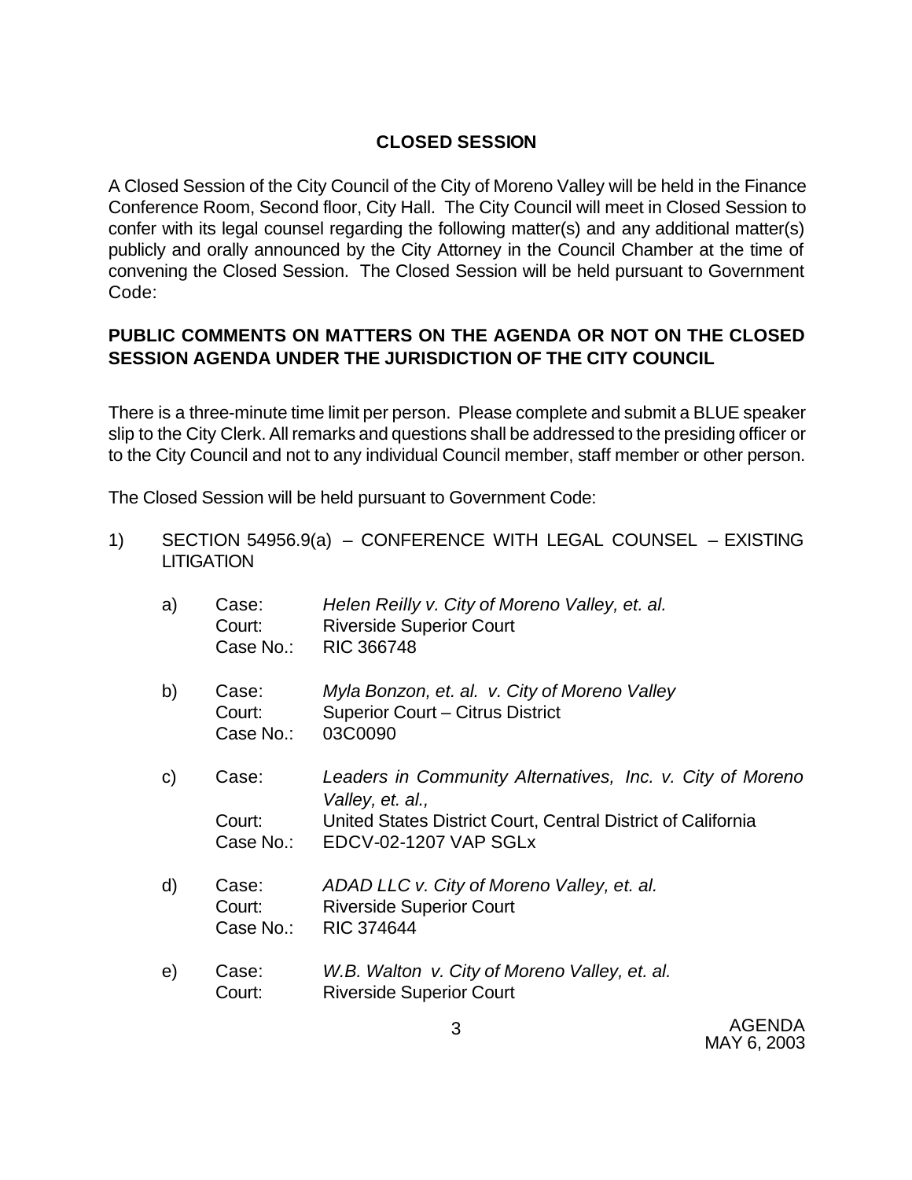## CLOSED SESSION

A Closed Session of the City Council of the City of Moreno Valley will be held in the Finance Conference Room, Second floor, City Hall. The City Council will meet in Closed Session to confer with its legal counsel regarding the following matter(s) and any additional matter(s) publicly and orally announced by the City Attorney in the Council Chamber at the time of convening the Closed Session. The Closed Session will be held pursuant to Government Code:

### PUBLIC COMMENTS ON MATTERS ON THE AGENDA OR NOT ON THE CLOSED SESSION AGENDA UNDER THE JURISDICTION OF THE CITY COUNCIL

There is a three-minute time limit per person. Please complete and submit a BLUE speaker slip to the City Clerk. All remarks and questions shall be addressed to the presiding officer or to the City Council and not to any individual Council member, staff member or other person.

The Closed Session will be held pursuant to Government Code:

1) SECTION 54956.9(a) – CONFERENCE WITH LEGAL COUNSEL – EXISTING LITIGATION

   a) Case: *Helen Reilly v. City of Moreno Valley, et. al.*
      Court: Riverside Superior Court
      Case No.: RIC 366748

   b) Case: *Myla Bonzon, et. al. v. City of Moreno Valley*
      Court: Superior Court – Citrus District
      Case No.: 03C0090

   c) Case: *Leaders in Community Alternatives, Inc. v. City of Moreno Valley, et. al.,*
      Court: United States District Court, Central District of California
      Case No.: EDCV-02-1207 VAP SGLx

   d) Case: *ADAD LLC v. City of Moreno Valley, et. al.*
      Court: Riverside Superior Court
      Case No.: RIC 374644

   e) Case: *W.B. Walton v. City of Moreno Valley, et. al.*
      Court: Riverside Superior Court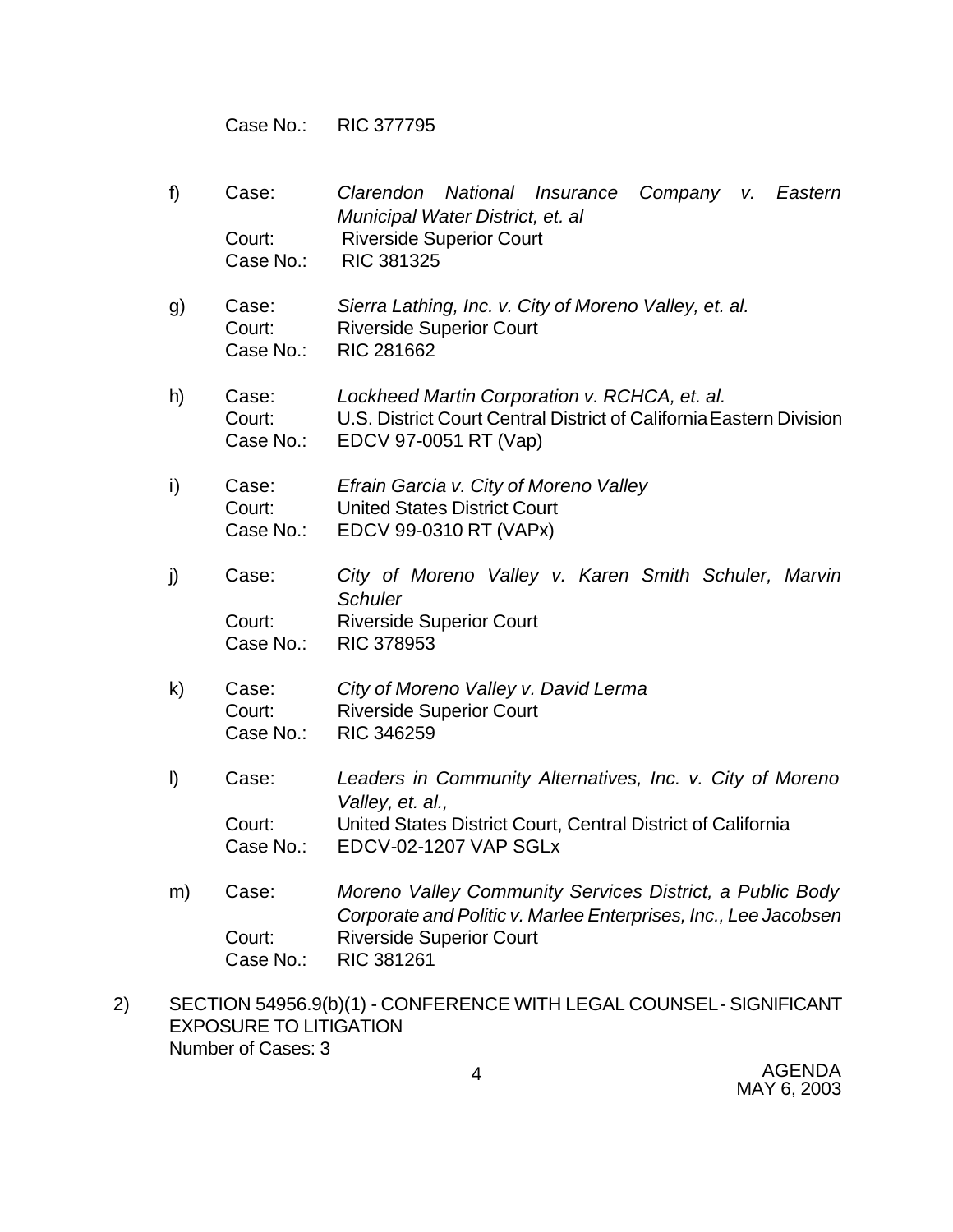Case No.: RIC 377795

f) Case: *Clarendon National Insurance Company v. Eastern Municipal Water District, et. al*
Court: Riverside Superior Court
Case No.: RIC 381325

g) Case: *Sierra Lathing, Inc. v. City of Moreno Valley, et. al.*
Court: Riverside Superior Court
Case No.: RIC 281662

h) Case: *Lockheed Martin Corporation v. RCHCA, et. al.*
Court: U.S. District Court Central District of California Eastern Division
Case No.: EDCV 97-0051 RT (Vap)

i) Case: *Efrain Garcia v. City of Moreno Valley*
Court: United States District Court
Case No.: EDCV 99-0310 RT (VAPx)

j) Case: *City of Moreno Valley v. Karen Smith Schuler, Marvin Schuler*
Court: Riverside Superior Court
Case No.: RIC 378953

k) Case: *City of Moreno Valley v. David Lerma*
Court: Riverside Superior Court
Case No.: RIC 346259

l) Case: *Leaders in Community Alternatives, Inc. v. City of Moreno Valley, et. al.,*
Court: United States District Court, Central District of California
Case No.: EDCV-02-1207 VAP SGLx

m) Case: *Moreno Valley Community Services District, a Public Body Corporate and Politic v. Marlee Enterprises, Inc., Lee Jacobsen*
Court: Riverside Superior Court
Case No.: RIC 381261

2) SECTION 54956.9(b)(1) - CONFERENCE WITH LEGAL COUNSEL - SIGNIFICANT EXPOSURE TO LITIGATION
Number of Cases: 3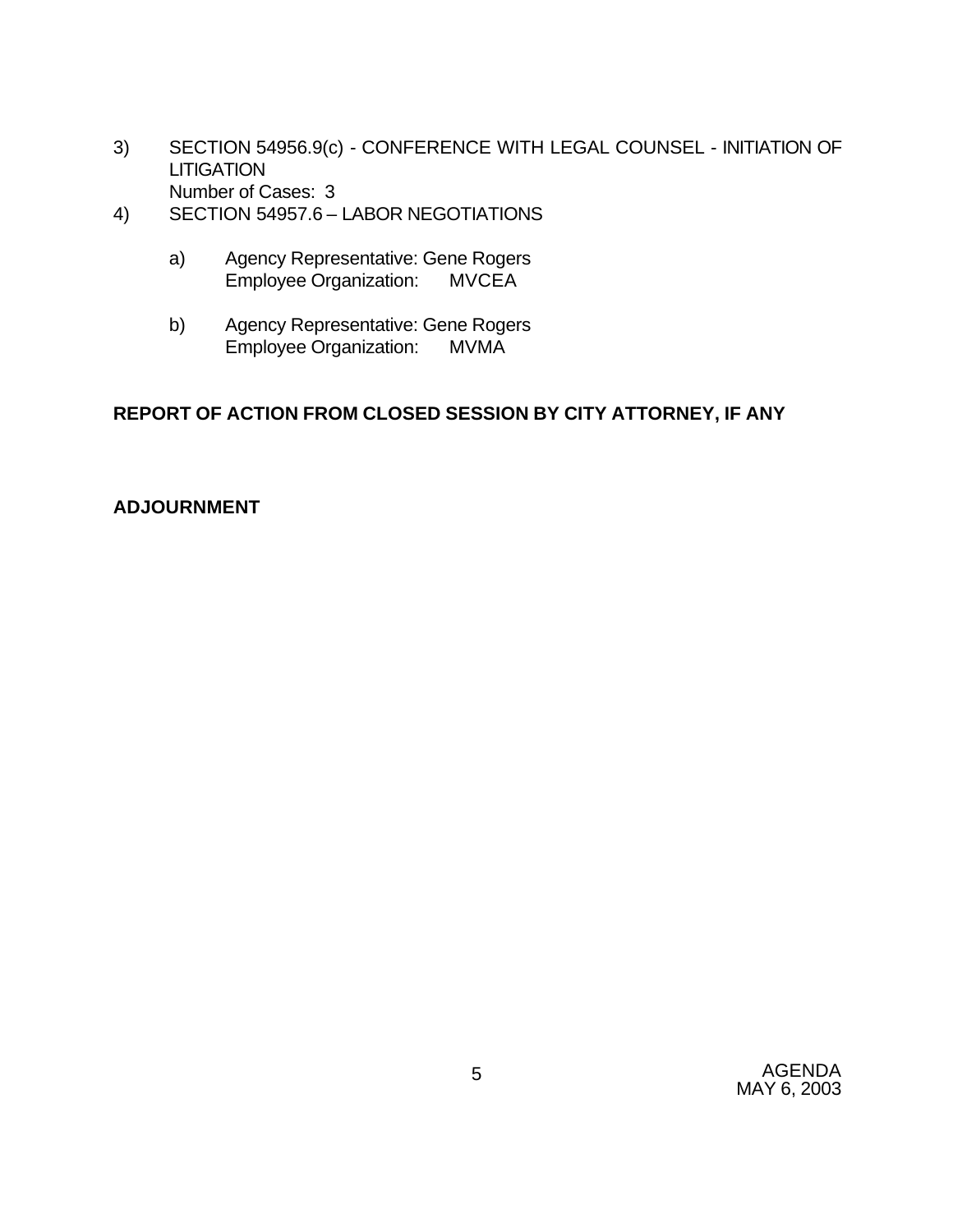3) SECTION 54956.9(c) - CONFERENCE WITH LEGAL COUNSEL - INITIATION OF LITIGATION
   Number of Cases: 3

4) SECTION 54957.6 – LABOR NEGOTIATIONS

   a) Agency Representative: Gene Rogers
      Employee Organization: MVCEA

   b) Agency Representative: Gene Rogers
      Employee Organization: MVMA

**REPORT OF ACTION FROM CLOSED SESSION BY CITY ATTORNEY, IF ANY**

**ADJOURNMENT**